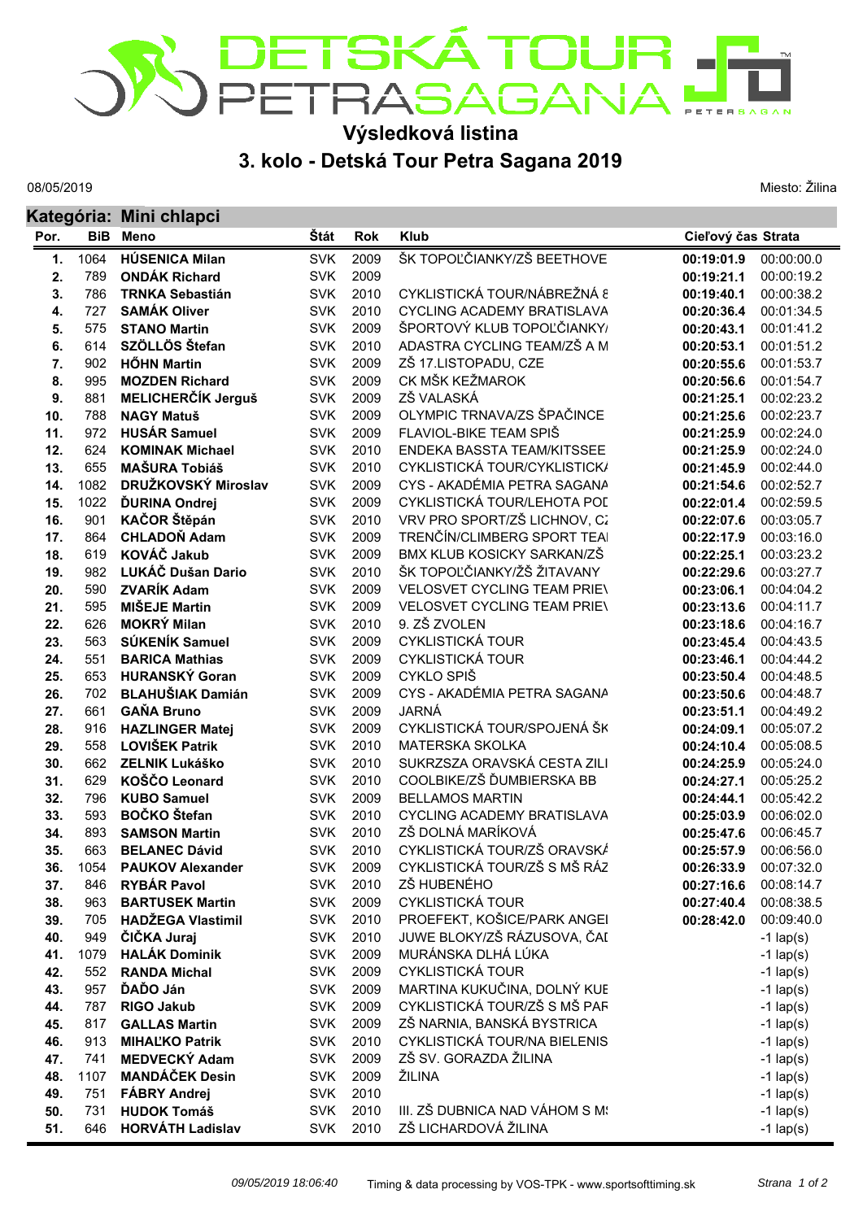# DETSKÁ TOUR PETRA SAGANA

## Výsledková listina

## 3. kolo - Detská Tour Petra Sagana 2019

08/05/2019

Miesto: Žilina

### Kategória: Mini chlapci

| Por. | BiB | Meno | Štát | Rok | Klub | Cieľový čas | Strata |
|---|---|---|---|---|---|---|---|
| 1. | 1064 | **HÚSENICA Milan** | SVK | 2009 | ŠK TOPOĽČIANKY/ZŠ BEETHOVE | **00:19:01.9** | 00:00:00.0 |
| 2. | 789 | **ONDÁK Richard** | SVK | 2009 | | **00:19:21.1** | 00:00:19.2 |
| 3. | 786 | **TRNKA Sebastián** | SVK | 2010 | CYKLISTICKÁ TOUR/NÁBREŽNÁ 8 | **00:19:40.1** | 00:00:38.2 |
| 4. | 727 | **SAMÁK Oliver** | SVK | 2010 | CYCLING ACADEMY BRATISLAVA | **00:20:36.4** | 00:01:34.5 |
| 5. | 575 | **STANO Martin** | SVK | 2009 | ŠPORTOVÝ KLUB TOPOĽČIANKY/ | **00:20:43.1** | 00:01:41.2 |
| 6. | 614 | **SZÖLLÖS Štefan** | SVK | 2010 | ADASTRA CYCLING TEAM/ZŠ A M | **00:20:53.1** | 00:01:51.2 |
| 7. | 902 | **HŐHN Martin** | SVK | 2009 | ZŠ 17.LISTOPADU, CZE | **00:20:55.6** | 00:01:53.7 |
| 8. | 995 | **MOZDEN Richard** | SVK | 2009 | CK MŠK KEŽMAROK | **00:20:56.6** | 00:01:54.7 |
| 9. | 881 | **MELICHERČÍK Jerguš** | SVK | 2009 | ZŠ VALASKÁ | **00:21:25.1** | 00:02:23.2 |
| 10. | 788 | **NAGY Matuš** | SVK | 2009 | OLYMPIC TRNAVA/ZS ŠPAČINCE | **00:21:25.6** | 00:02:23.7 |
| 11. | 972 | **HUSÁR Samuel** | SVK | 2009 | FLAVIOL-BIKE TEAM SPIŠ | **00:21:25.9** | 00:02:24.0 |
| 12. | 624 | **KOMINAK Michael** | SVK | 2010 | ENDEKA BASSTA TEAM/KITSSEE | **00:21:25.9** | 00:02:24.0 |
| 13. | 655 | **MAŠURA Tobiáš** | SVK | 2010 | CYKLISTICKÁ TOUR/CYKLISTICK/ | **00:21:45.9** | 00:02:44.0 |
| 14. | 1082 | **DRUŽKOVSKÝ Miroslav** | SVK | 2009 | CYS - AKADÉMIA PETRA SAGANA | **00:21:54.6** | 00:02:52.7 |
| 15. | 1022 | **ĎURINA Ondrej** | SVK | 2009 | CYKLISTICKÁ TOUR/LEHOTA POD | **00:22:01.4** | 00:02:59.5 |
| 16. | 901 | **KAČOR Štěpán** | SVK | 2010 | VRV PRO SPORT/ZŠ LICHNOV, CZ | **00:22:07.6** | 00:03:05.7 |
| 17. | 864 | **CHLADOŇ Adam** | SVK | 2009 | TRENČÍN/CLIMBERG SPORT TEA | **00:22:17.9** | 00:03:16.0 |
| 18. | 619 | **KOVÁČ Jakub** | SVK | 2009 | BMX KLUB KOSICKY SARKAN/ZŠ | **00:22:25.1** | 00:03:23.2 |
| 19. | 982 | **LUKÁČ Dušan Dario** | SVK | 2010 | ŠK TOPOĽČIANKY/ZŠ ŽITAVANY | **00:22:29.6** | 00:03:27.7 |
| 20. | 590 | **ZVARÍK Adam** | SVK | 2009 | VELOSVET CYCLING TEAM PRIEV | **00:23:06.1** | 00:04:04.2 |
| 21. | 595 | **MIŠEJE Martin** | SVK | 2009 | VELOSVET CYCLING TEAM PRIEV | **00:23:13.6** | 00:04:11.7 |
| 22. | 626 | **MOKRÝ Milan** | SVK | 2010 | 9. ZŠ ZVOLEN | **00:23:18.6** | 00:04:16.7 |
| 23. | 563 | **SÚKENÍK Samuel** | SVK | 2009 | CYKLISTICKÁ TOUR | **00:23:45.4** | 00:04:43.5 |
| 24. | 551 | **BARICA Mathias** | SVK | 2009 | CYKLISTICKÁ TOUR | **00:23:46.1** | 00:04:44.2 |
| 25. | 653 | **HURANSKÝ Goran** | SVK | 2009 | CYKLO SPIŠ | **00:23:50.4** | 00:04:48.5 |
| 26. | 702 | **BLAHUŠIAK Damián** | SVK | 2009 | CYS - AKADÉMIA PETRA SAGANA | **00:23:50.6** | 00:04:48.7 |
| 27. | 661 | **GAŇA Bruno** | SVK | 2009 | JARNÁ | **00:23:51.1** | 00:04:49.2 |
| 28. | 916 | **HAZLINGER Matej** | SVK | 2009 | CYKLISTICKÁ TOUR/SPOJENÁ ŠK | **00:24:09.1** | 00:05:07.2 |
| 29. | 558 | **LOVIŠEK Patrik** | SVK | 2010 | MATERSKA SKOLKA | **00:24:10.4** | 00:05:08.5 |
| 30. | 662 | **ZELNIK Lukáško** | SVK | 2010 | SUKRZSZA ORAVSKÁ CESTA ZILI | **00:24:25.9** | 00:05:24.0 |
| 31. | 629 | **KOŠČO Leonard** | SVK | 2010 | COOLBIKE/ZŠ ĎUMBIERSKA BB | **00:24:27.1** | 00:05:25.2 |
| 32. | 796 | **KUBO Samuel** | SVK | 2009 | BELLAMOS MARTIN | **00:24:44.1** | 00:05:42.2 |
| 33. | 593 | **BOČKO Štefan** | SVK | 2010 | CYCLING ACADEMY BRATISLAVA | **00:25:03.9** | 00:06:02.0 |
| 34. | 893 | **SAMSON Martin** | SVK | 2010 | ZŠ DOLNÁ MARÍKOVÁ | **00:25:47.6** | 00:06:45.7 |
| 35. | 663 | **BELANEC Dávid** | SVK | 2010 | CYKLISTICKÁ TOUR/ZŠ ORAVSKÁ | **00:25:57.9** | 00:06:56.0 |
| 36. | 1054 | **PAUKOV Alexander** | SVK | 2009 | CYKLISTICKÁ TOUR/ZŠ S MŠ RÁZ | **00:26:33.9** | 00:07:32.0 |
| 37. | 846 | **RYBÁR Pavol** | SVK | 2010 | ZŠ HUBENÉHO | **00:27:16.6** | 00:08:14.7 |
| 38. | 963 | **BARTUSEK Martin** | SVK | 2009 | CYKLISTICKÁ TOUR | **00:27:40.4** | 00:08:38.5 |
| 39. | 705 | **HADŽEGA Vlastimil** | SVK | 2010 | PROEFEKT, KOŠICE/PARK ANGEI | **00:28:42.0** | 00:09:40.0 |
| 40. | 949 | **ČIČKA Juraj** | SVK | 2010 | JUWE BLOKY/ZŠ RÁZUSOVA, ČAI | | -1 lap(s) |
| 41. | 1079 | **HALÁK Dominik** | SVK | 2009 | MURÁNSKA DLHÁ LÚKA | | -1 lap(s) |
| 42. | 552 | **RANDA Michal** | SVK | 2009 | CYKLISTICKÁ TOUR | | -1 lap(s) |
| 43. | 957 | **ĎAĎO Ján** | SVK | 2009 | MARTINA KUKUČINA, DOLNÝ KUE | | -1 lap(s) |
| 44. | 787 | **RIGO Jakub** | SVK | 2009 | CYKLISTICKÁ TOUR/ZŠ S MŠ PAR | | -1 lap(s) |
| 45. | 817 | **GALLAS Martin** | SVK | 2009 | ZŠ NARNIA, BANSKÁ BYSTRICA | | -1 lap(s) |
| 46. | 913 | **MIHAĽKO Patrik** | SVK | 2010 | CYKLISTICKÁ TOUR/NA BIELENIS | | -1 lap(s) |
| 47. | 741 | **MEDVECKÝ Adam** | SVK | 2009 | ZŠ SV. GORAZDA ŽILINA | | -1 lap(s) |
| 48. | 1107 | **MANDÁČEK Desin** | SVK | 2009 | ŽILINA | | -1 lap(s) |
| 49. | 751 | **FÁBRY Andrej** | SVK | 2010 | | | -1 lap(s) |
| 50. | 731 | **HUDOK Tomáš** | SVK | 2010 | III. ZŠ DUBNICA NAD VÁHOM S M! | | -1 lap(s) |
| 51. | 646 | **HORVÁTH Ladislav** | SVK | 2010 | ZŠ LICHARDOVÁ ŽILINA | | -1 lap(s) |

*09/05/2019 18:06:40* Timing & data processing by VOS-TPK - www.sportsofttiming.sk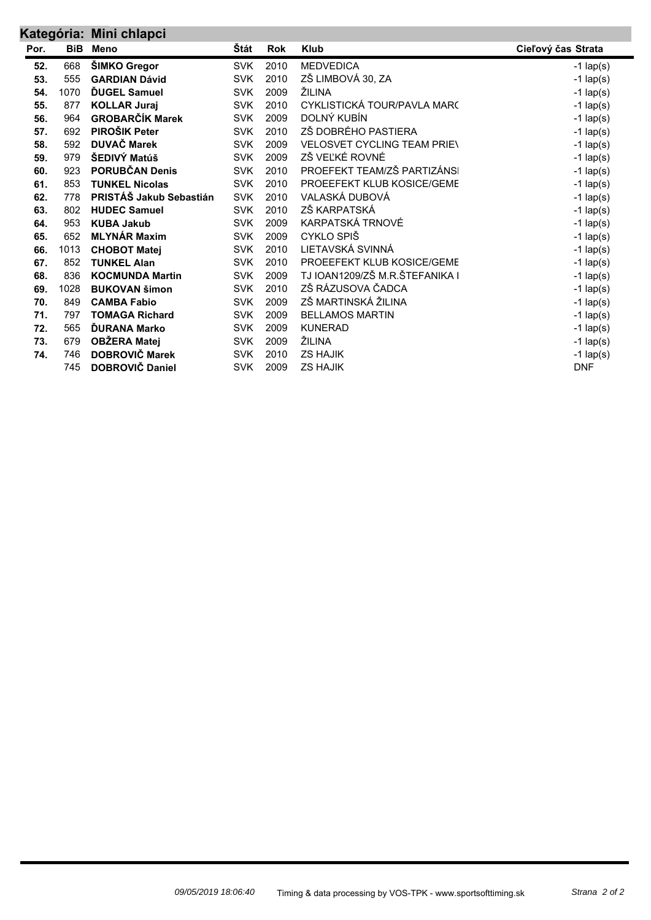## Kategória: Mini chlapci

| Por. | BiB | Meno | Štát | Rok | Klub | Cieľový čas | Strata |
|---|---|---|---|---|---|---|---|
| 52. | 668 | **ŠIMKO Gregor** | SVK | 2010 | MEDVEDICA | | -1 lap(s) |
| 53. | 555 | **GARDIAN Dávid** | SVK | 2010 | ZŠ LIMBOVÁ 30, ZA | | -1 lap(s) |
| 54. | 1070 | **ĎUGEL Samuel** | SVK | 2009 | ŽILINA | | -1 lap(s) |
| 55. | 877 | **KOLLAR Juraj** | SVK | 2010 | CYKLISTICKÁ TOUR/PAVLA MAR( | | -1 lap(s) |
| 56. | 964 | **GROBARČÍK Marek** | SVK | 2009 | DOLNÝ KUBÍN | | -1 lap(s) |
| 57. | 692 | **PIROŠIK Peter** | SVK | 2010 | ZŠ DOBRÉHO PASTIERA | | -1 lap(s) |
| 58. | 592 | **DUVAČ Marek** | SVK | 2009 | VELOSVET CYCLING TEAM PRIE\ | | -1 lap(s) |
| 59. | 979 | **ŠEDIVÝ Matúš** | SVK | 2009 | ZŠ VEĽKÉ ROVNÉ | | -1 lap(s) |
| 60. | 923 | **PORUBČAN Denis** | SVK | 2010 | PROEFEKT TEAM/ZŠ PARTIZÁNSI | | -1 lap(s) |
| 61. | 853 | **TUNKEL Nicolas** | SVK | 2010 | PROEEFEKT KLUB KOSICE/GEME | | -1 lap(s) |
| 62. | 778 | **PRISTÁŠ Jakub Sebastián** | SVK | 2010 | VALASKÁ DUBOVÁ | | -1 lap(s) |
| 63. | 802 | **HUDEC Samuel** | SVK | 2010 | ZŠ KARPATSKÁ | | -1 lap(s) |
| 64. | 953 | **KUBA Jakub** | SVK | 2009 | KARPATSKÁ TRNOVÉ | | -1 lap(s) |
| 65. | 652 | **MLYNÁR Maxim** | SVK | 2009 | CYKLO SPIŠ | | -1 lap(s) |
| 66. | 1013 | **CHOBOT Matej** | SVK | 2010 | LIETAVSKÁ SVINNÁ | | -1 lap(s) |
| 67. | 852 | **TUNKEL Alan** | SVK | 2010 | PROEEFEKT KLUB KOSICE/GEME | | -1 lap(s) |
| 68. | 836 | **KOCMUNDA Martin** | SVK | 2009 | TJ IOAN1209/ZŠ M.R.ŠTEFANIKA I | | -1 lap(s) |
| 69. | 1028 | **BUKOVAN šimon** | SVK | 2010 | ZŠ RÁZUSOVA ČADCA | | -1 lap(s) |
| 70. | 849 | **CAMBA Fabio** | SVK | 2009 | ZŠ MARTINSKÁ ŽILINA | | -1 lap(s) |
| 71. | 797 | **TOMAGA Richard** | SVK | 2009 | BELLAMOS MARTIN | | -1 lap(s) |
| 72. | 565 | **ĎURANA Marko** | SVK | 2009 | KUNERAD | | -1 lap(s) |
| 73. | 679 | **OBŽERA Matej** | SVK | 2009 | ŽILINA | | -1 lap(s) |
| 74. | 746 | **DOBROVIČ Marek** | SVK | 2010 | ZS HAJIK | | -1 lap(s) |
| | 745 | **DOBROVIČ Daniel** | SVK | 2009 | ZS HAJIK | | DNF |

*09/05/2019 18:06:40* Timing & data processing by VOS-TPK - www.sportsofttiming.sk